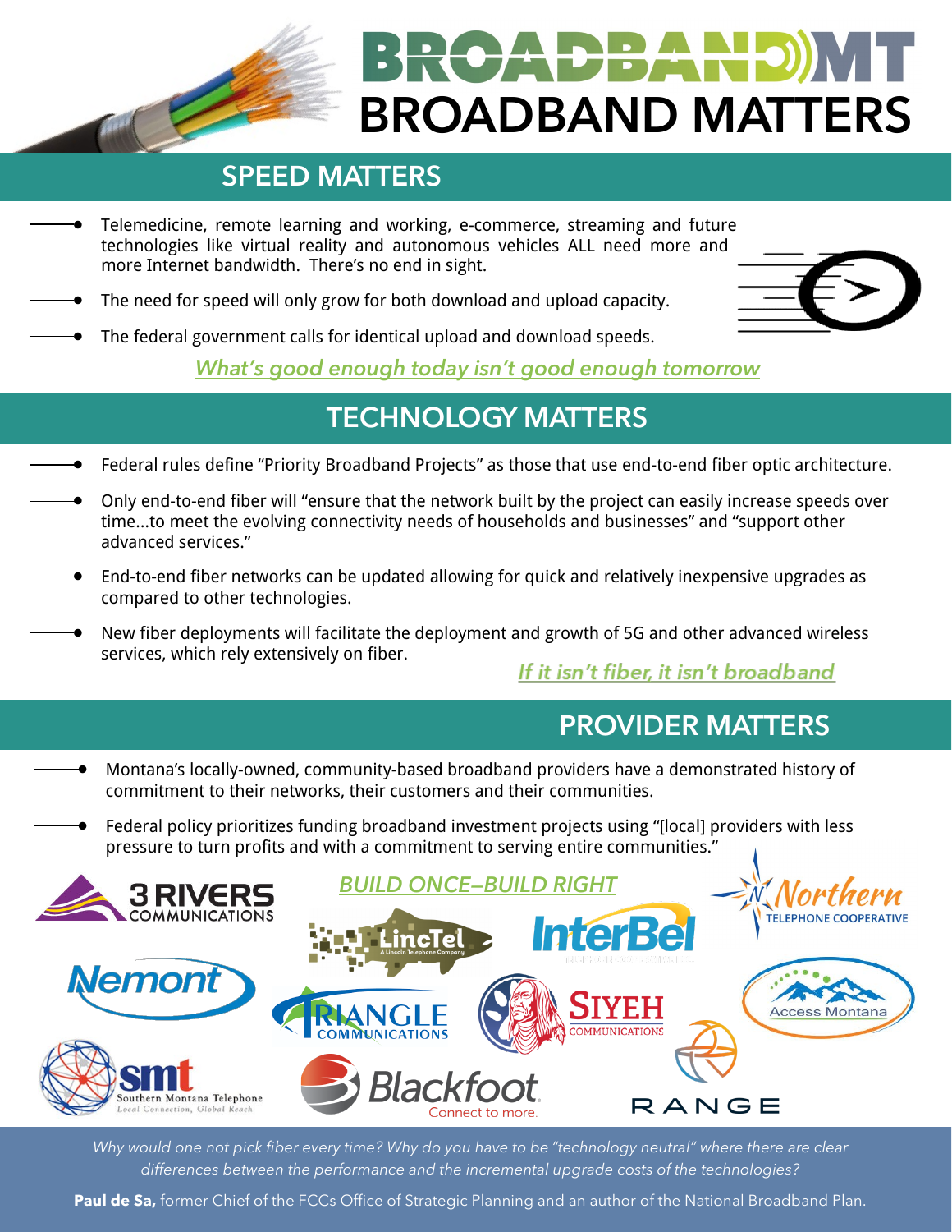# BROADBANDMT

# BROADBAND MATTERS

## SPEED MATTERS

- Telemedicine, remote learning and working, e-commerce, streaming and future technologies like virtual reality and autonomous vehicles ALL need more and more Internet bandwidth. There's no end in sight.
- The need for speed will only grow for both download and upload capacity.
- The federal government calls for identical upload and download speeds.

*What's good enough today isn't good enough tomorrow*

## TECHNOLOGY MATTERS

- Federal rules define "Priority Broadband Projects" as those that use end-to-end fiber optic architecture.
- Only end-to-end fiber will "ensure that the network built by the project can easily increase speeds over time...to meet the evolving connectivity needs of households and businesses" and "support other advanced services."
- End-to-end fiber networks can be updated allowing for quick and relatively inexpensive upgrades as compared to other technologies.
- New fiber deployments will facilitate the deployment and growth of 5G and other advanced wireless services, which rely extensively on fiber.

*If it isn't fiber, it isn't broadband*

## PROVIDER MATTERS

- Montana's locally-owned, community-based broadband providers have a demonstrated history of commitment to their networks, their customers and their communities.
- Federal policy prioritizes funding broadband investment projects using "[local] providers with less pressure to turn profits and with a commitment to serving entire communities."

*BUILD ONCE–BUILD RIGHT*

3 RIVERS COMMUNICATIONS · LincTel A Lincoln Telephone Company · InterBel · Northern Telephone Cooperative · Nemont · Triangle Communications · Siyeh Communications · Access Montana · smt Southern Montana Telephone Local Connection, Global Reach · Blackfoot Connect to more. · RANGE

*Why would one not pick fiber every time? Why do you have to be "technology neutral" where there are clear differences between the performance and the incremental upgrade costs of the technologies?*

**Paul de Sa,** former Chief of the FCCs Office of Strategic Planning and an author of the National Broadband Plan.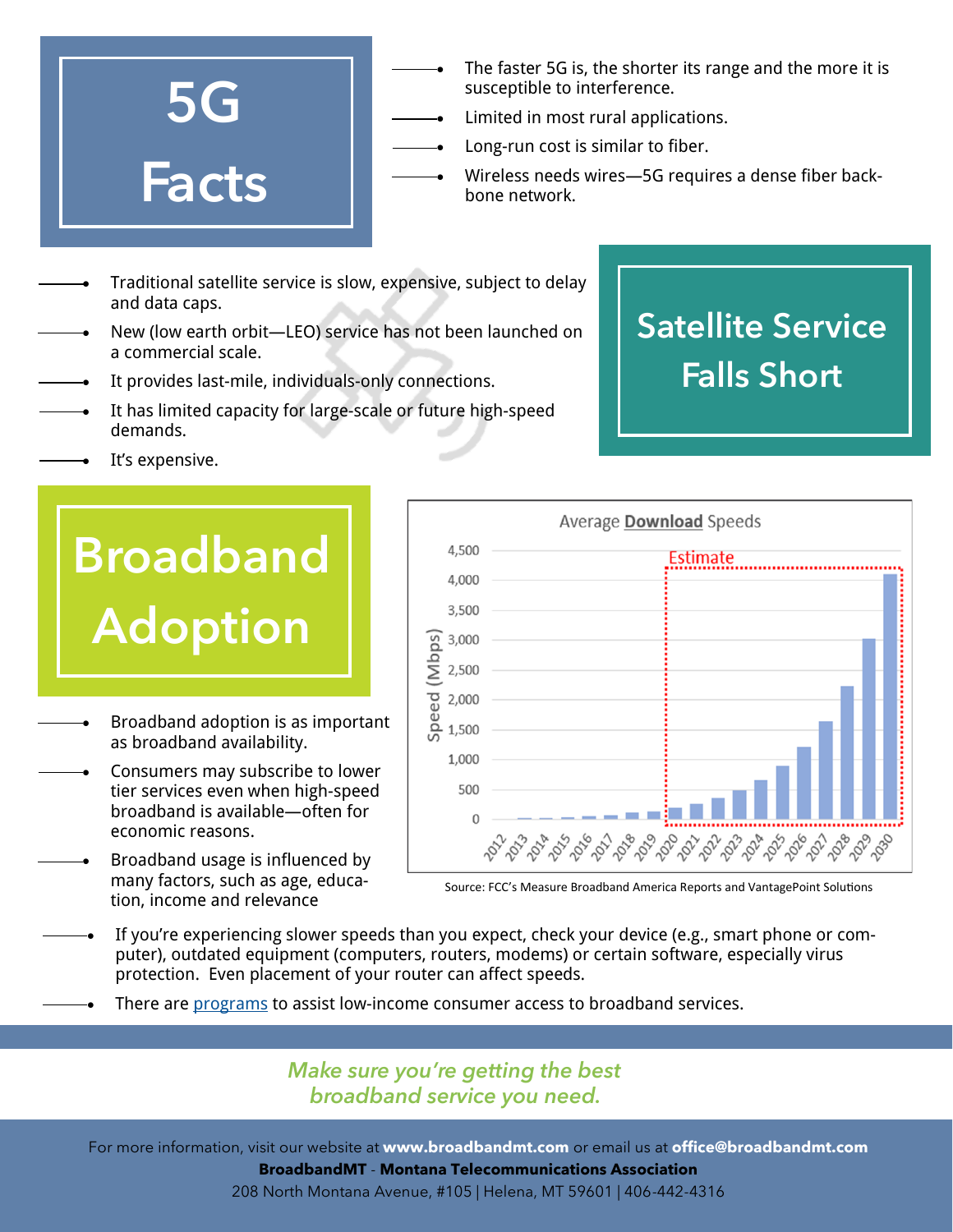# 5G Facts

- The faster 5G is, the shorter its range and the more it is susceptible to interference.
- Limited in most rural applications.
- Long-run cost is similar to fiber.
- Wireless needs wires—5G requires a dense fiber back-bone network.

# Satellite Service Falls Short

- Traditional satellite service is slow, expensive, subject to delay and data caps.
- New (low earth orbit—LEO) service has not been launched on a commercial scale.
- It provides last-mile, individuals-only connections.
- It has limited capacity for large-scale or future high-speed demands.
- It's expensive.

# Broadband Adoption

- Broadband adoption is as important as broadband availability.
- Consumers may subscribe to lower tier services even when high-speed broadband is available—often for economic reasons.
- Broadband usage is influenced by many factors, such as age, education, income and relevance

Average **Download** Speeds

Speed (Mbps)

4,500
4,000
3,500
3,000
2,500
2,000
1,500
1,000
500
0

Estimate

2012 2013 2014 2015 2016 2017 2018 2019 2020 2021 2022 2023 2024 2025 2026 2027 2028 2029 2030

Source: FCC's Measure Broadband America Reports and VantagePoint Solutions

- If you're experiencing slower speeds than you expect, check your device (e.g., smart phone or computer), outdated equipment (computers, routers, modems) or certain software, especially virus protection. Even placement of your router can affect speeds.
- There are programs to assist low-income consumer access to broadband services.

*Make sure you're getting the best broadband service you need.*

For more information, visit our website at **www.broadbandmt.com** or email us at **office@broadbandmt.com**

**BroadbandMT** - **Montana Telecommunications Association**

208 North Montana Avenue, #105 | Helena, MT 59601 | 406-442-4316